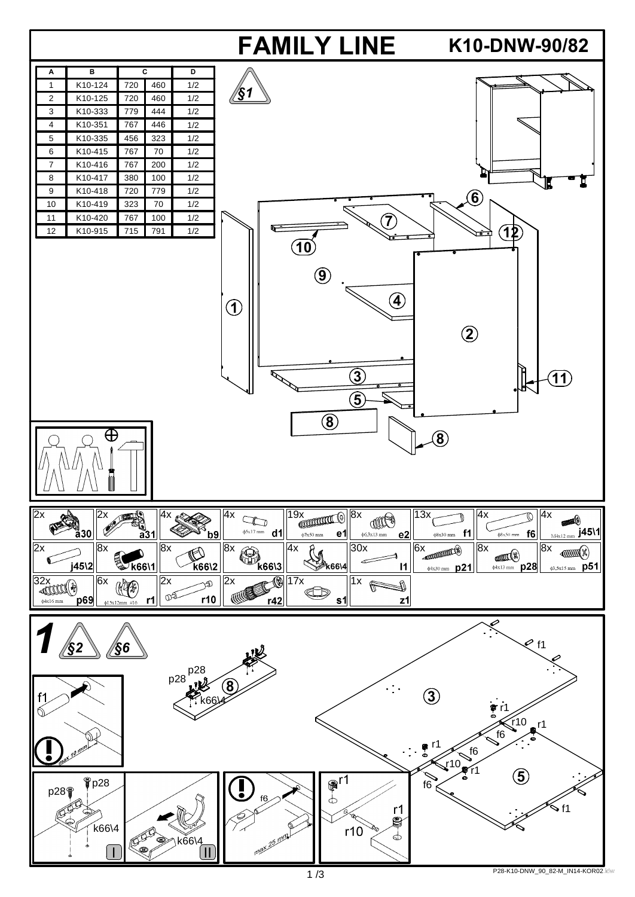# FAMILY LINE

## K10-DNW-90/82

| A | B | C | | D |
|---|---|---|---|---|
| 1 | K10-124 | 720 | 460 | 1/2 |
| 2 | K10-125 | 720 | 460 | 1/2 |
| 3 | K10-333 | 779 | 444 | 1/2 |
| 4 | K10-351 | 767 | 446 | 1/2 |
| 5 | K10-335 | 456 | 323 | 1/2 |
| 6 | K10-415 | 767 | 70 | 1/2 |
| 7 | K10-416 | 767 | 200 | 1/2 |
| 8 | K10-417 | 380 | 100 | 1/2 |
| 9 | K10-418 | 720 | 779 | 1/2 |
| 10 | K10-419 | 323 | 70 | 1/2 |
| 11 | K10-420 | 767 | 100 | 1/2 |
| 12 | K10-915 | 715 | 791 | 1/2 |

§1

| Qty | Part | Size |
|---|---|---|
| 2x | a30 | |
| 2x | a31 | |
| 4x | b9 | |
| 4x | d1 | ϕ5x17 mm |
| 19x | e1 | ϕ7x50 mm |
| 8x | e2 | ϕ6,3x13 mm |
| 13x | f1 | ϕ8x30 mm |
| 4x | f6 | ϕ8x50 mm |
| 4x | j45\1 | M4x12 mm |
| 2x | j45\2 | |
| 8x | k66\1 | |
| 8x | k66\2 | |
| 8x | k66\3 | |
| 4x | k66\4 | |
| 30x | l1 | |
| 6x | p21 | ϕ4x30 mm |
| 8x | p28 | ϕ4x13 mm |
| 8x | p51 | ϕ3,5x15 mm |
| 32x | p69 | ϕ4x16 mm |
| 6x | r1 | ϕ15x12mm ±16 |
| 2x | r10 | |
| 2x | r42 | |
| 17x | s1 | |
| 1x | z1 | |

## 1

§2 §6

f1, max 10 mm

p28, k66\4, 8

3, r1, r10, f6, f1, 5

p28, k66\4 — I

k66\4 — II

f6, max 25 mm

r1, r10

P28-K10-DNW_90_82-M_IN14-KOR02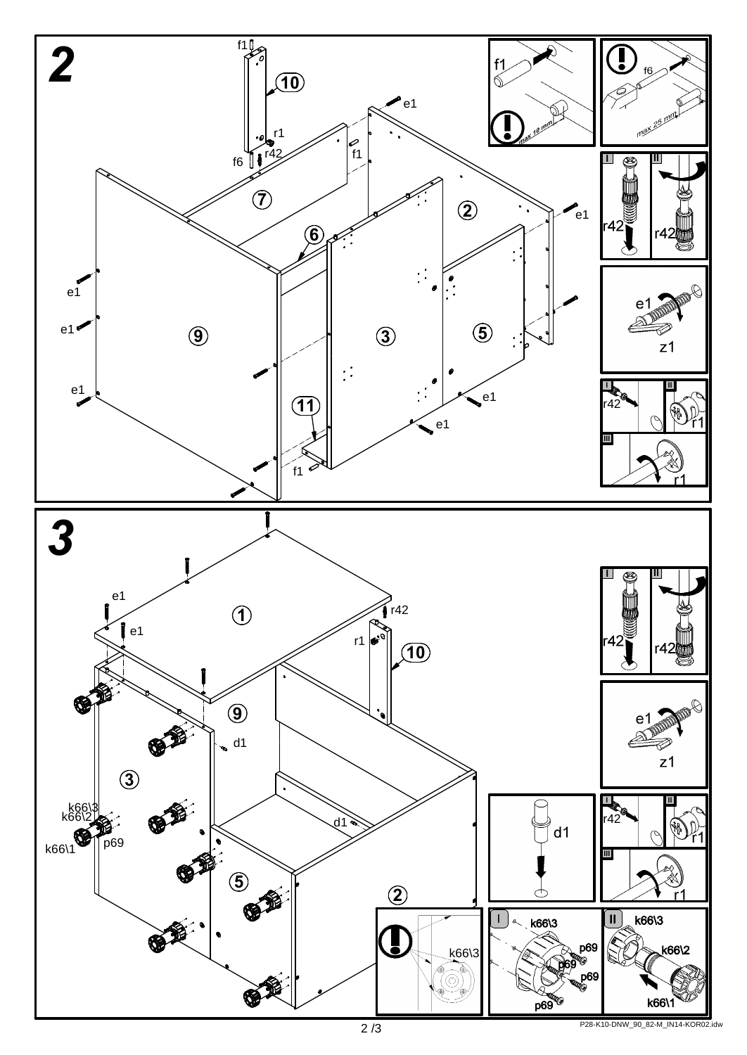## 2

f1, 10, e1, r1, f6, r42, f1, 7, 2, e1, 6, e1, e1, 9, 3, 5, e1, e1, 11, e1, f1

f1

max 10 mm

f6

max 25 mm

I r42 II r42

e1 z1

I r42 II r1 III r1

## 3

e1, r42, e1, 1, r1, 10, 9, d1, 3, k66\3, k66\2, d1, k66\1, p69, 5, 2

I r42 II r42

e1 z1

d1

I r42 II r1 III r1

k66\3

I k66\3 p69 p69 p69 p69

II k66\3 k66\2 k66\1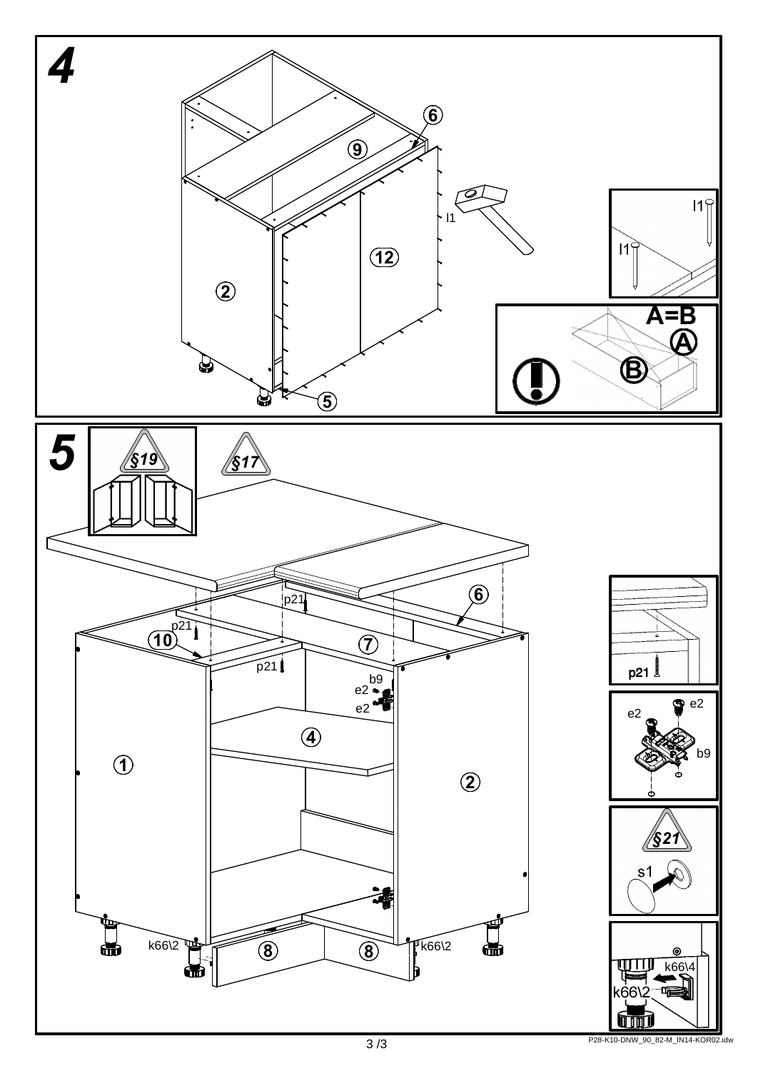4

6

9

l1

12

2

5

l1

l1

A=B

A

B

5

§19

§17

p21

6

p21

10

7

p21

b9

e2

e2

4

1

2

k66\2

8

8

k66\2

p21

e2

e2

b9

§21

s1

k66\4

k66\2

P28-K10-DNW_90_82-M_IN14-KOR02.idw